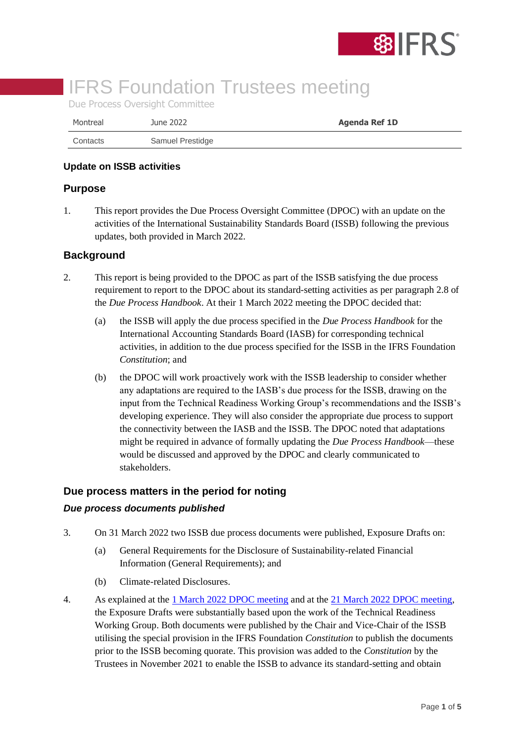# IFRS Foundation Trustees meeting

Due Process Oversight Committee

| Montreal | June 2022 | Agenda Ref 1D |
|---|---|---|
| Contacts | Samuel Prestidge | |

### Update on ISSB activities

## Purpose

1. This report provides the Due Process Oversight Committee (DPOC) with an update on the activities of the International Sustainability Standards Board (ISSB) following the previous updates, both provided in March 2022.

## Background

2. This report is being provided to the DPOC as part of the ISSB satisfying the due process requirement to report to the DPOC about its standard-setting activities as per paragraph 2.8 of the *Due Process Handbook*. At their 1 March 2022 meeting the DPOC decided that:
   (a) the ISSB will apply the due process specified in the *Due Process Handbook* for the International Accounting Standards Board (IASB) for corresponding technical activities, in addition to the due process specified for the ISSB in the IFRS Foundation *Constitution*; and
   (b) the DPOC will work proactively work with the ISSB leadership to consider whether any adaptations are required to the IASB's due process for the ISSB, drawing on the input from the Technical Readiness Working Group's recommendations and the ISSB's developing experience. They will also consider the appropriate due process to support the connectivity between the IASB and the ISSB. The DPOC noted that adaptations might be required in advance of formally updating the *Due Process Handbook*—these would be discussed and approved by the DPOC and clearly communicated to stakeholders.

## Due process matters in the period for noting

### *Due process documents published*

3. On 31 March 2022 two ISSB due process documents were published, Exposure Drafts on:
   (a) General Requirements for the Disclosure of Sustainability-related Financial Information (General Requirements); and
   (b) Climate-related Disclosures.
4. As explained at the [1 March 2022 DPOC meeting] and at the [21 March 2022 DPOC meeting], the Exposure Drafts were substantially based upon the work of the Technical Readiness Working Group. Both documents were published by the Chair and Vice-Chair of the ISSB utilising the special provision in the IFRS Foundation *Constitution* to publish the documents prior to the ISSB becoming quorate. This provision was added to the *Constitution* by the Trustees in November 2021 to enable the ISSB to advance its standard-setting and obtain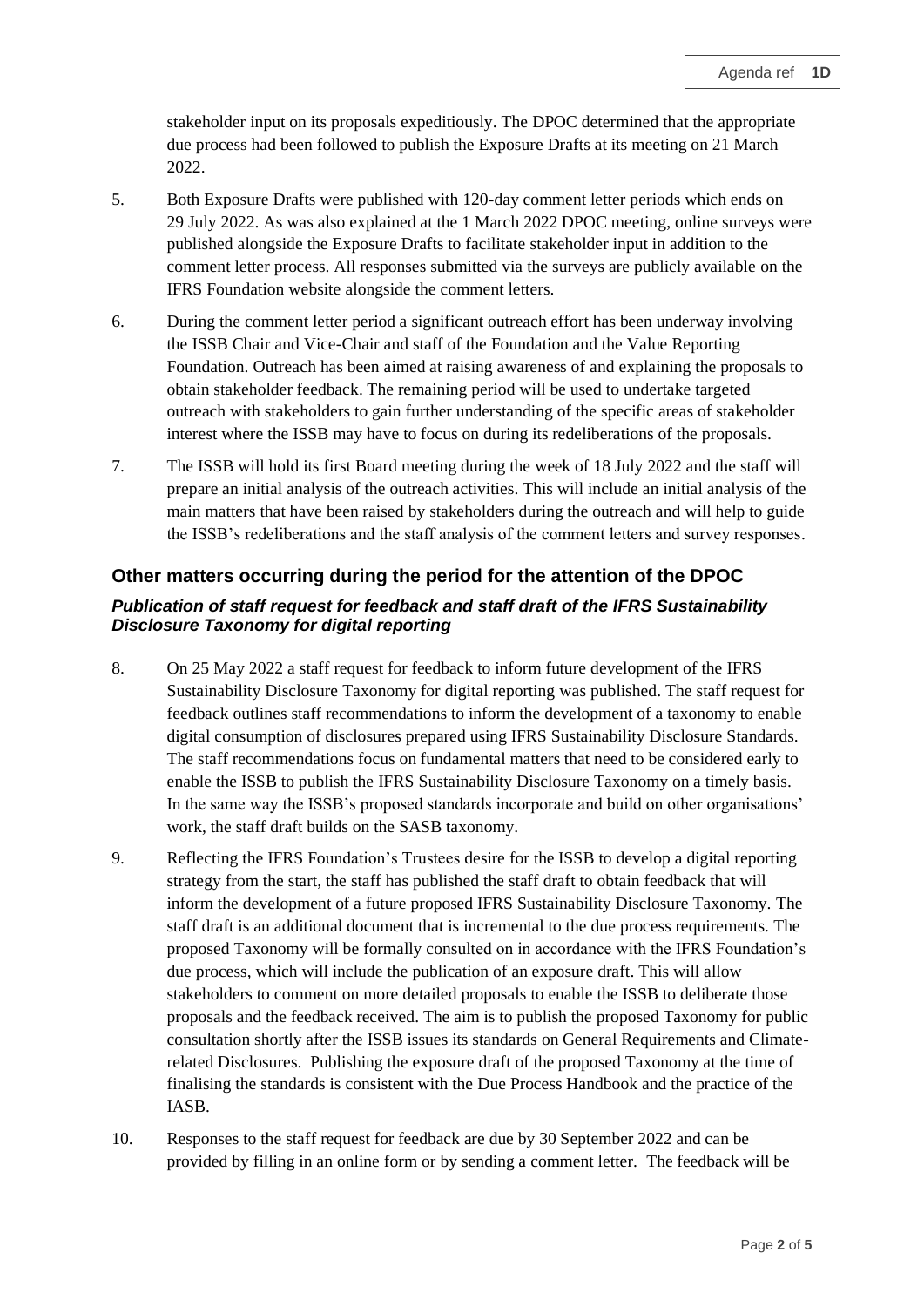stakeholder input on its proposals expeditiously. The DPOC determined that the appropriate due process had been followed to publish the Exposure Drafts at its meeting on 21 March 2022.

5. Both Exposure Drafts were published with 120-day comment letter periods which ends on 29 July 2022. As was also explained at the 1 March 2022 DPOC meeting, online surveys were published alongside the Exposure Drafts to facilitate stakeholder input in addition to the comment letter process. All responses submitted via the surveys are publicly available on the IFRS Foundation website alongside the comment letters.

6. During the comment letter period a significant outreach effort has been underway involving the ISSB Chair and Vice-Chair and staff of the Foundation and the Value Reporting Foundation. Outreach has been aimed at raising awareness of and explaining the proposals to obtain stakeholder feedback. The remaining period will be used to undertake targeted outreach with stakeholders to gain further understanding of the specific areas of stakeholder interest where the ISSB may have to focus on during its redeliberations of the proposals.

7. The ISSB will hold its first Board meeting during the week of 18 July 2022 and the staff will prepare an initial analysis of the outreach activities. This will include an initial analysis of the main matters that have been raised by stakeholders during the outreach and will help to guide the ISSB's redeliberations and the staff analysis of the comment letters and survey responses.

## Other matters occurring during the period for the attention of the DPOC

### *Publication of staff request for feedback and staff draft of the IFRS Sustainability Disclosure Taxonomy for digital reporting*

8. On 25 May 2022 a staff request for feedback to inform future development of the IFRS Sustainability Disclosure Taxonomy for digital reporting was published. The staff request for feedback outlines staff recommendations to inform the development of a taxonomy to enable digital consumption of disclosures prepared using IFRS Sustainability Disclosure Standards. The staff recommendations focus on fundamental matters that need to be considered early to enable the ISSB to publish the IFRS Sustainability Disclosure Taxonomy on a timely basis. In the same way the ISSB's proposed standards incorporate and build on other organisations' work, the staff draft builds on the SASB taxonomy.

9. Reflecting the IFRS Foundation's Trustees desire for the ISSB to develop a digital reporting strategy from the start, the staff has published the staff draft to obtain feedback that will inform the development of a future proposed IFRS Sustainability Disclosure Taxonomy. The staff draft is an additional document that is incremental to the due process requirements. The proposed Taxonomy will be formally consulted on in accordance with the IFRS Foundation's due process, which will include the publication of an exposure draft. This will allow stakeholders to comment on more detailed proposals to enable the ISSB to deliberate those proposals and the feedback received. The aim is to publish the proposed Taxonomy for public consultation shortly after the ISSB issues its standards on General Requirements and Climate-related Disclosures. Publishing the exposure draft of the proposed Taxonomy at the time of finalising the standards is consistent with the Due Process Handbook and the practice of the IASB.

10. Responses to the staff request for feedback are due by 30 September 2022 and can be provided by filling in an online form or by sending a comment letter. The feedback will be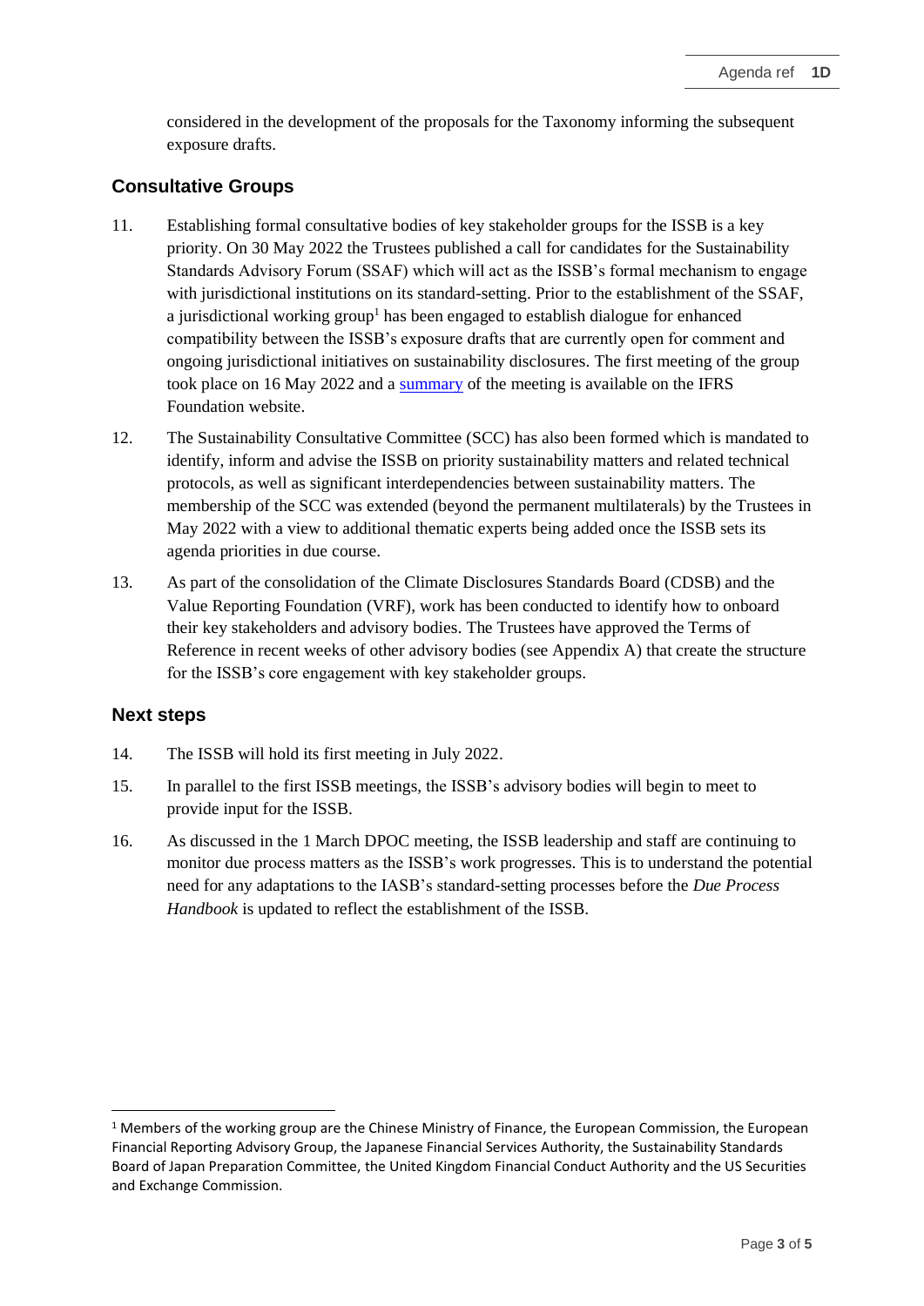considered in the development of the proposals for the Taxonomy informing the subsequent exposure drafts.

## Consultative Groups

11. Establishing formal consultative bodies of key stakeholder groups for the ISSB is a key priority. On 30 May 2022 the Trustees published a call for candidates for the Sustainability Standards Advisory Forum (SSAF) which will act as the ISSB's formal mechanism to engage with jurisdictional institutions on its standard-setting. Prior to the establishment of the SSAF, a jurisdictional working group[1] has been engaged to establish dialogue for enhanced compatibility between the ISSB's exposure drafts that are currently open for comment and ongoing jurisdictional initiatives on sustainability disclosures. The first meeting of the group took place on 16 May 2022 and a summary of the meeting is available on the IFRS Foundation website.

12. The Sustainability Consultative Committee (SCC) has also been formed which is mandated to identify, inform and advise the ISSB on priority sustainability matters and related technical protocols, as well as significant interdependencies between sustainability matters. The membership of the SCC was extended (beyond the permanent multilaterals) by the Trustees in May 2022 with a view to additional thematic experts being added once the ISSB sets its agenda priorities in due course.

13. As part of the consolidation of the Climate Disclosures Standards Board (CDSB) and the Value Reporting Foundation (VRF), work has been conducted to identify how to onboard their key stakeholders and advisory bodies. The Trustees have approved the Terms of Reference in recent weeks of other advisory bodies (see Appendix A) that create the structure for the ISSB's core engagement with key stakeholder groups.

## Next steps

14. The ISSB will hold its first meeting in July 2022.

15. In parallel to the first ISSB meetings, the ISSB's advisory bodies will begin to meet to provide input for the ISSB.

16. As discussed in the 1 March DPOC meeting, the ISSB leadership and staff are continuing to monitor due process matters as the ISSB's work progresses. This is to understand the potential need for any adaptations to the IASB's standard-setting processes before the *Due Process Handbook* is updated to reflect the establishment of the ISSB.

---

[1] Members of the working group are the Chinese Ministry of Finance, the European Commission, the European Financial Reporting Advisory Group, the Japanese Financial Services Authority, the Sustainability Standards Board of Japan Preparation Committee, the United Kingdom Financial Conduct Authority and the US Securities and Exchange Commission.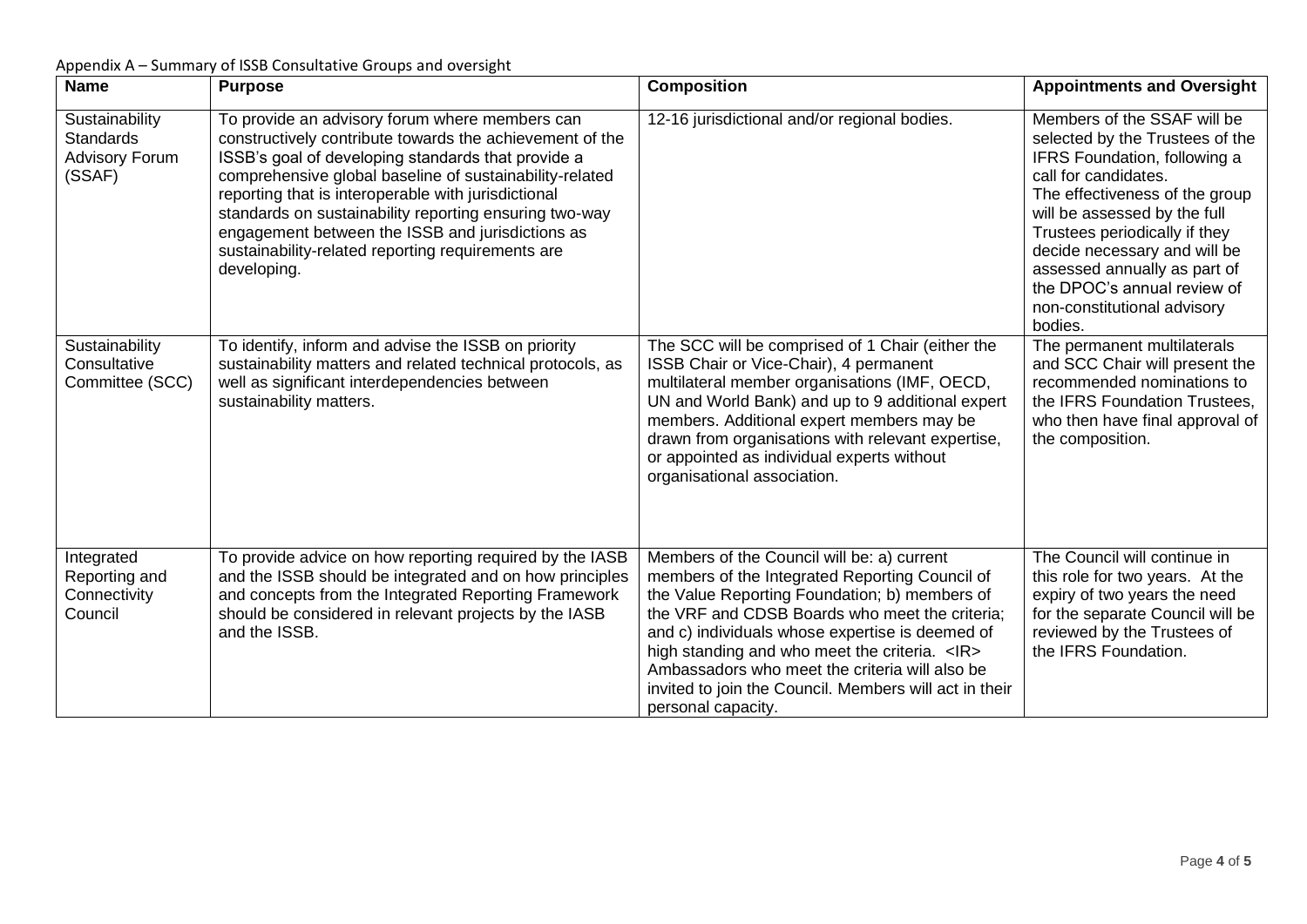Appendix A – Summary of ISSB Consultative Groups and oversight

| Name | Purpose | Composition | Appointments and Oversight |
|---|---|---|---|
| Sustainability Standards Advisory Forum (SSAF) | To provide an advisory forum where members can constructively contribute towards the achievement of the ISSB's goal of developing standards that provide a comprehensive global baseline of sustainability-related reporting that is interoperable with jurisdictional standards on sustainability reporting ensuring two-way engagement between the ISSB and jurisdictions as sustainability-related reporting requirements are developing. | 12-16 jurisdictional and/or regional bodies. | Members of the SSAF will be selected by the Trustees of the IFRS Foundation, following a call for candidates. The effectiveness of the group will be assessed by the full Trustees periodically if they decide necessary and will be assessed annually as part of the DPOC's annual review of non-constitutional advisory bodies. |
| Sustainability Consultative Committee (SCC) | To identify, inform and advise the ISSB on priority sustainability matters and related technical protocols, as well as significant interdependencies between sustainability matters. | The SCC will be comprised of 1 Chair (either the ISSB Chair or Vice-Chair), 4 permanent multilateral member organisations (IMF, OECD, UN and World Bank) and up to 9 additional expert members. Additional expert members may be drawn from organisations with relevant expertise, or appointed as individual experts without organisational association. | The permanent multilaterals and SCC Chair will present the recommended nominations to the IFRS Foundation Trustees, who then have final approval of the composition. |
| Integrated Reporting and Connectivity Council | To provide advice on how reporting required by the IASB and the ISSB should be integrated and on how principles and concepts from the Integrated Reporting Framework should be considered in relevant projects by the IASB and the ISSB. | Members of the Council will be: a) current members of the Integrated Reporting Council of the Value Reporting Foundation; b) members of the VRF and CDSB Boards who meet the criteria; and c) individuals whose expertise is deemed of high standing and who meet the criteria. <IR> Ambassadors who meet the criteria will also be invited to join the Council. Members will act in their personal capacity. | The Council will continue in this role for two years. At the expiry of two years the need for the separate Council will be reviewed by the Trustees of the IFRS Foundation. |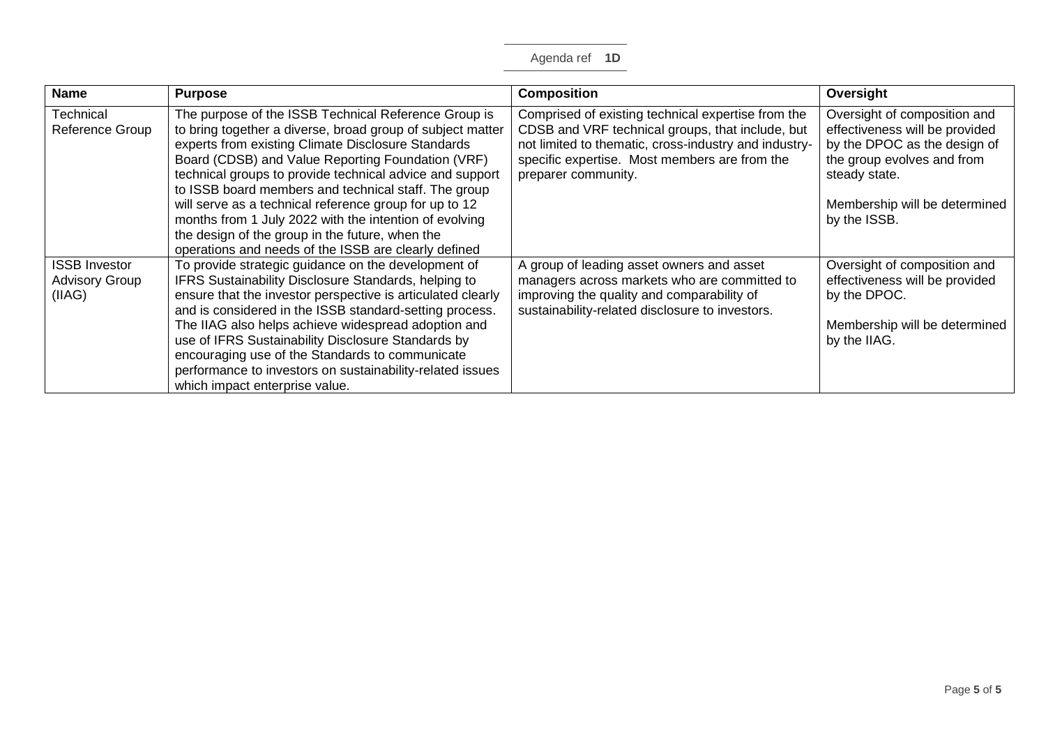| Name | Purpose | Composition | Oversight |
|---|---|---|---|
| Technical Reference Group | The purpose of the ISSB Technical Reference Group is to bring together a diverse, broad group of subject matter experts from existing Climate Disclosure Standards Board (CDSB) and Value Reporting Foundation (VRF) technical groups to provide technical advice and support to ISSB board members and technical staff. The group will serve as a technical reference group for up to 12 months from 1 July 2022 with the intention of evolving the design of the group in the future, when the operations and needs of the ISSB are clearly defined | Comprised of existing technical expertise from the CDSB and VRF technical groups, that include, but not limited to thematic, cross-industry and industry-specific expertise. Most members are from the preparer community. | Oversight of composition and effectiveness will be provided by the DPOC as the design of the group evolves and from steady state.<br><br>Membership will be determined by the ISSB. |
| ISSB Investor Advisory Group (IIAG) | To provide strategic guidance on the development of IFRS Sustainability Disclosure Standards, helping to ensure that the investor perspective is articulated clearly and is considered in the ISSB standard-setting process. The IIAG also helps achieve widespread adoption and use of IFRS Sustainability Disclosure Standards by encouraging use of the Standards to communicate performance to investors on sustainability-related issues which impact enterprise value. | A group of leading asset owners and asset managers across markets who are committed to improving the quality and comparability of sustainability-related disclosure to investors. | Oversight of composition and effectiveness will be provided by the DPOC.<br><br>Membership will be determined by the IIAG. |